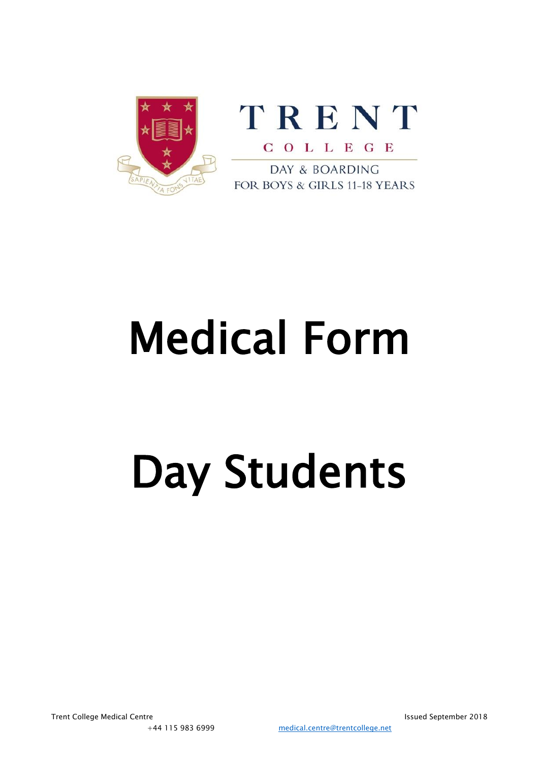TRENT

COLLEGE

DAY & BOARDING

FOR BOYS & GIRLS 11-18 YEARS

# Medical Form

# Day Students

Trent College Medical Centre

Issued September 2018

+44 115 983 6999

medical.centre@trentcollege.net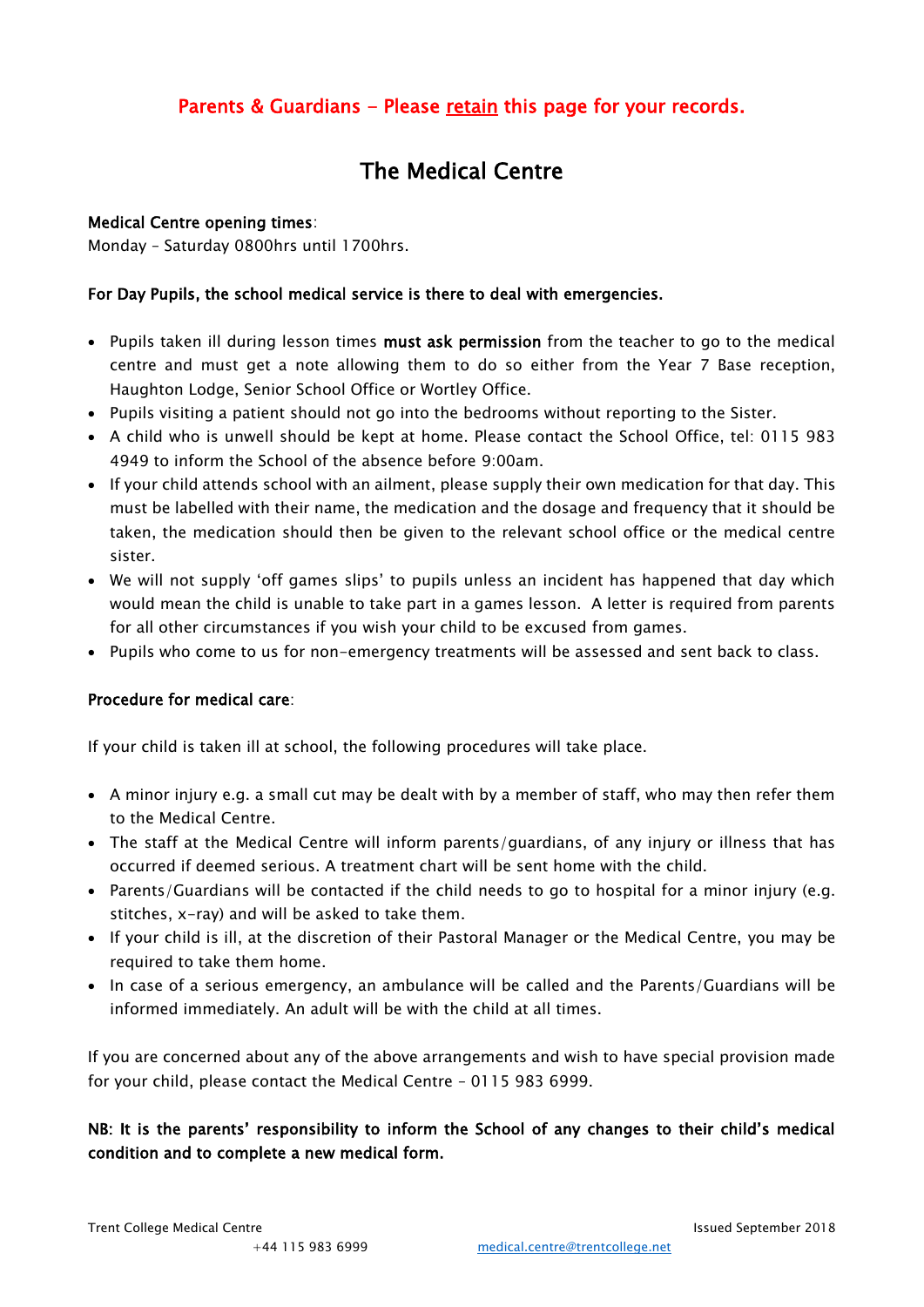**Parents & Guardians - Please <u>retain</u> this page for your records.**

# The Medical Centre

**Medical Centre opening times**:
Monday – Saturday 0800hrs until 1700hrs.

**For Day Pupils, the school medical service is there to deal with emergencies.**

- Pupils taken ill during lesson times **must ask permission** from the teacher to go to the medical centre and must get a note allowing them to do so either from the Year 7 Base reception, Haughton Lodge, Senior School Office or Wortley Office.
- Pupils visiting a patient should not go into the bedrooms without reporting to the Sister.
- A child who is unwell should be kept at home. Please contact the School Office, tel: 0115 983 4949 to inform the School of the absence before 9:00am.
- If your child attends school with an ailment, please supply their own medication for that day. This must be labelled with their name, the medication and the dosage and frequency that it should be taken, the medication should then be given to the relevant school office or the medical centre sister.
- We will not supply 'off games slips' to pupils unless an incident has happened that day which would mean the child is unable to take part in a games lesson. A letter is required from parents for all other circumstances if you wish your child to be excused from games.
- Pupils who come to us for non-emergency treatments will be assessed and sent back to class.

**Procedure for medical care**:

If your child is taken ill at school, the following procedures will take place.

- A minor injury e.g. a small cut may be dealt with by a member of staff, who may then refer them to the Medical Centre.
- The staff at the Medical Centre will inform parents/guardians, of any injury or illness that has occurred if deemed serious. A treatment chart will be sent home with the child.
- Parents/Guardians will be contacted if the child needs to go to hospital for a minor injury (e.g. stitches, x-ray) and will be asked to take them.
- If your child is ill, at the discretion of their Pastoral Manager or the Medical Centre, you may be required to take them home.
- In case of a serious emergency, an ambulance will be called and the Parents/Guardians will be informed immediately. An adult will be with the child at all times.

If you are concerned about any of the above arrangements and wish to have special provision made for your child, please contact the Medical Centre – 0115 983 6999.

**NB: It is the parents' responsibility to inform the School of any changes to their child's medical condition and to complete a new medical form.**

Trent College Medical Centre +44 115 983 6999 medical.centre@trentcollege.net Issued September 2018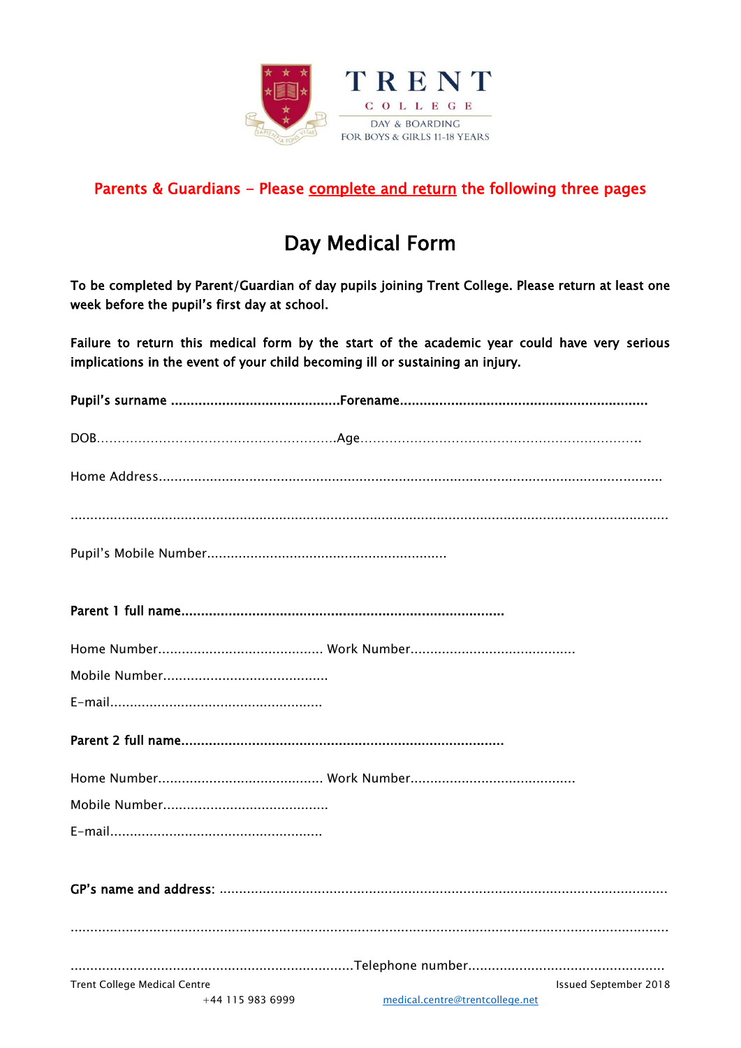TRENT

COLLEGE

DAY & BOARDING
FOR BOYS & GIRLS 11-18 YEARS

**Parents & Guardians - Please <u>complete and return</u> the following three pages**

# Day Medical Form

**To be completed by Parent/Guardian of day pupils joining Trent College. Please return at least one week before the pupil's first day at school.**

**Failure to return this medical form by the start of the academic year could have very serious implications in the event of your child becoming ill or sustaining an injury.**

**Pupil's surname ..........................................Forename.............................................................**

DOB.........................................................Age...................................................................

Home Address..............................................................................................................................

.......................................................................................................................................................

Pupil's Mobile Number............................................................

**Parent 1 full name.................................................................................**

Home Number......................................... Work Number.........................................

Mobile Number.........................................

E-mail.....................................................

**Parent 2 full name.................................................................................**

Home Number......................................... Work Number.........................................

Mobile Number.........................................

E-mail.....................................................

**GP's name and address:** ................................................................................................................

.......................................................................................................................................................

.......................................................................Telephone number.................................................

Trent College Medical Centre
+44 115 983 6999
medical.centre@trentcollege.net
Issued September 2018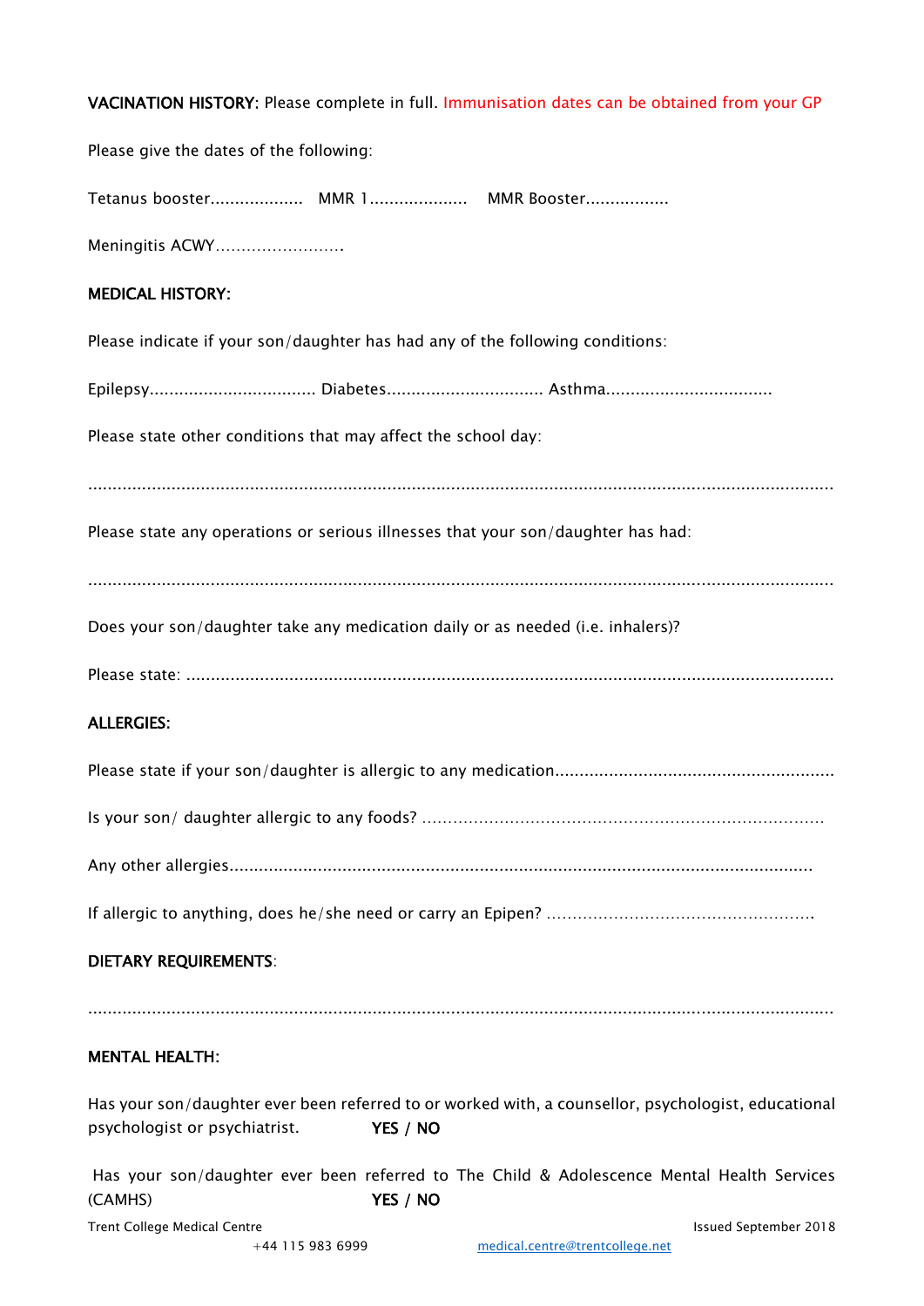**VACINATION HISTORY:** Please complete in full. Immunisation dates can be obtained from your GP

Please give the dates of the following:

Tetanus booster.................... MMR 1..................... MMR Booster.................

Meningitis ACWY.........................

**MEDICAL HISTORY:**

Please indicate if your son/daughter has had any of the following conditions:

Epilepsy.................................. Diabetes................................ Asthma..................................

Please state other conditions that may affect the school day:

..........................................................................................................................................................

Please state any operations or serious illnesses that your son/daughter has had:

..........................................................................................................................................................

Does your son/daughter take any medication daily or as needed (i.e. inhalers)?

Please state: ..........................................................................................................................................

**ALLERGIES:**

Please state if your son/daughter is allergic to any medication.........................................................

Is your son/ daughter allergic to any foods? ...........................................................................

Any other allergies........................................................................................................................

If allergic to anything, does he/she need or carry an Epipen? ...................................................

**DIETARY REQUIREMENTS**:

..........................................................................................................................................................

**MENTAL HEALTH:**

Has your son/daughter ever been referred to or worked with, a counsellor, psychologist, educational psychologist or psychiatrist. **YES / NO**

Has your son/daughter ever been referred to The Child & Adolescence Mental Health Services (CAMHS) **YES / NO**

Trent College Medical Centre Issued September 2018
+44 115 983 6999 medical.centre@trentcollege.net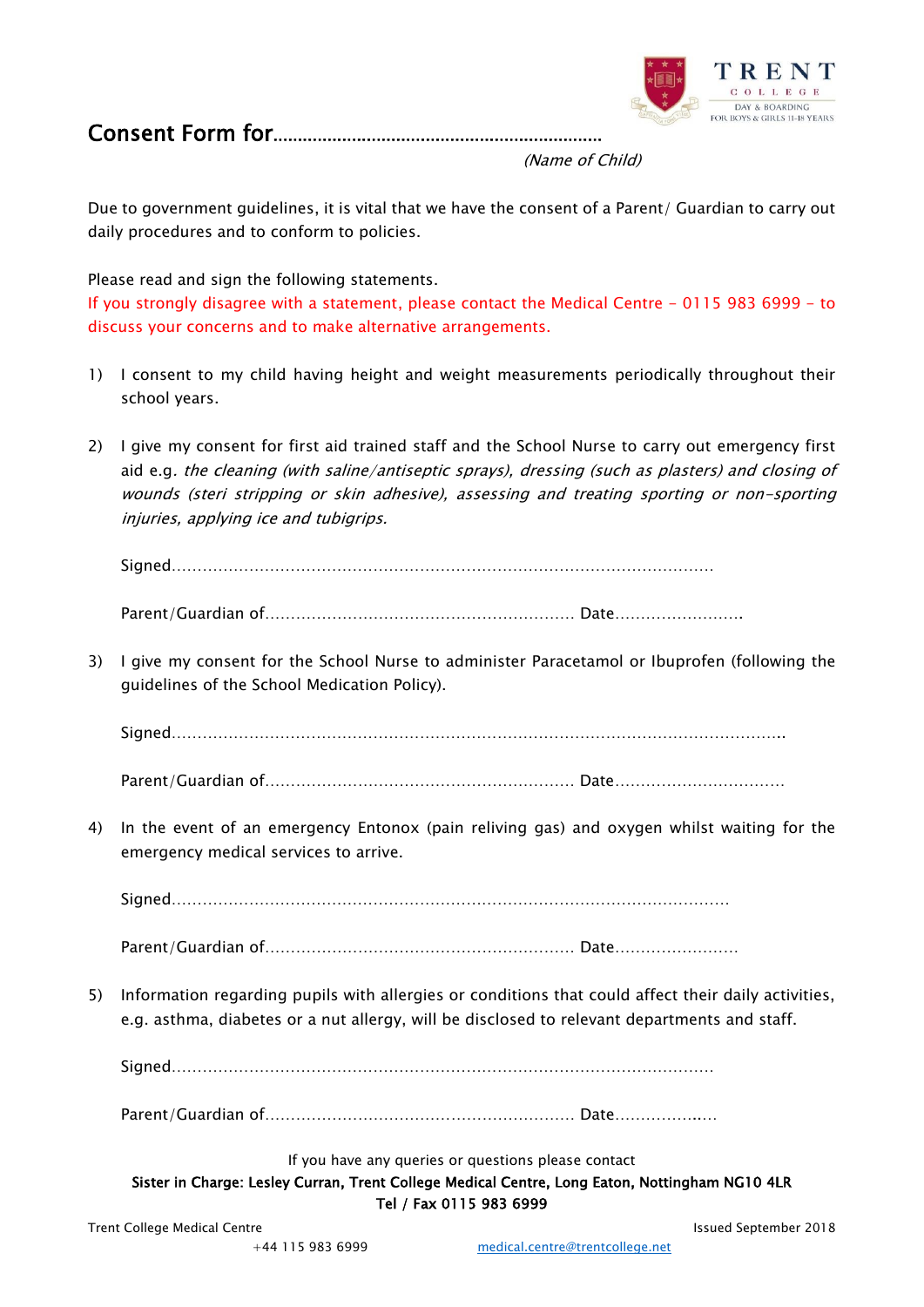# Consent Form for..................................................................

*(Name of Child)*

Due to government guidelines, it is vital that we have the consent of a Parent/ Guardian to carry out daily procedures and to conform to policies.

Please read and sign the following statements.

If you strongly disagree with a statement, please contact the Medical Centre – 0115 983 6999 – to discuss your concerns and to make alternative arrangements.

1) I consent to my child having height and weight measurements periodically throughout their school years.

2) I give my consent for first aid trained staff and the School Nurse to carry out emergency first aid e.g. *the cleaning (with saline/antiseptic sprays), dressing (such as plasters) and closing of wounds (steri stripping or skin adhesive), assessing and treating sporting or non-sporting injuries, applying ice and tubigrips.*

   Signed.......................................................................................................

   Parent/Guardian of........................................................... Date.........................

3) I give my consent for the School Nurse to administer Paracetamol or Ibuprofen (following the guidelines of the School Medication Policy).

   Signed.......................................................................................................

   Parent/Guardian of........................................................... Date.................................

4) In the event of an emergency Entonox (pain reliving gas) and oxygen whilst waiting for the emergency medical services to arrive.

   Signed.......................................................................................................

   Parent/Guardian of........................................................... Date........................

5) Information regarding pupils with allergies or conditions that could affect their daily activities, e.g. asthma, diabetes or a nut allergy, will be disclosed to relevant departments and staff.

   Signed.......................................................................................................

   Parent/Guardian of........................................................... Date..................

If you have any queries or questions please contact

**Sister in Charge: Lesley Curran, Trent College Medical Centre, Long Eaton, Nottingham NG10 4LR**

**Tel / Fax 0115 983 6999**

Trent College Medical Centre +44 115 983 6999 medical.centre@trentcollege.net

Issued September 2018